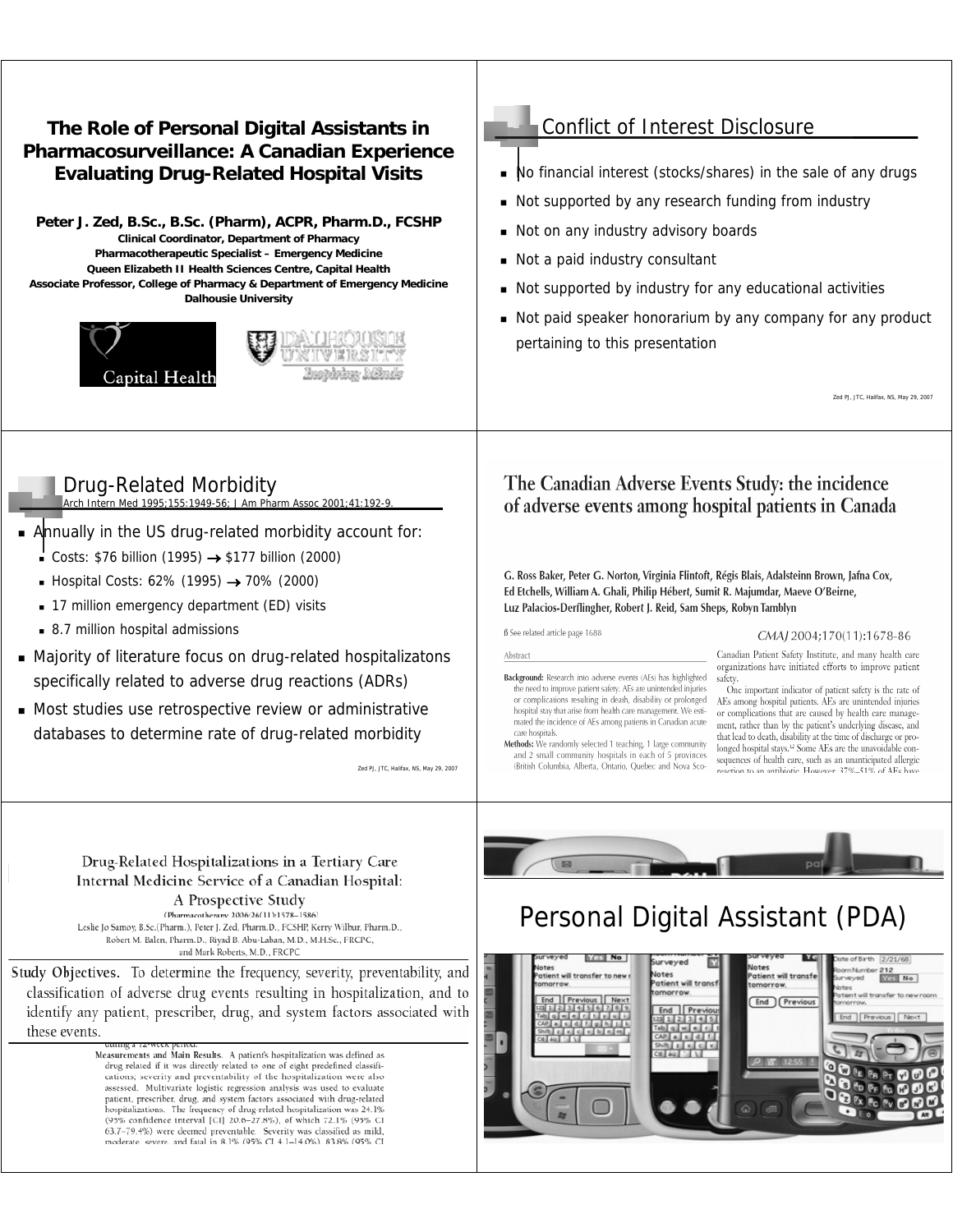# The Role of Personal Digital Assistants in Pharmacosurveillance: A Canadian Experience Evaluating Drug-Related Hospital Visits

**Peter J. Zed, B.Sc., B.Sc. (Pharm), ACPR, Pharm.D., FCSHP**

**Clinical Coordinator, Department of Pharmacy**
**Pharmacotherapeutic Specialist – Emergency Medicine**
**Queen Elizabeth II Health Sciences Centre, Capital Health**
**Associate Professor, College of Pharmacy & Department of Emergency Medicine**
**Dalhousie University**

Capital Health

Dalhousie University — Inspiring Minds

## Conflict of Interest Disclosure

- No financial interest (stocks/shares) in the sale of any drugs
- Not supported by any research funding from industry
- Not on any industry advisory boards
- Not a paid industry consultant
- Not supported by industry for any educational activities
- Not paid speaker honorarium by any company for any product pertaining to this presentation

Zed PJ, JTC, Halifax, NS, May 29, 2007

## Drug-Related Morbidity

Arch Intern Med 1995;155:1949-56; J Am Pharm Assoc 2001;41:192-9.

- Annually in the US drug-related morbidity account for:
  - Costs: \$76 billion (1995) → \$177 billion (2000)
  - Hospital Costs: 62% (1995) → 70% (2000)
  - 17 million emergency department (ED) visits
  - 8.7 million hospital admissions
- Majority of literature focus on drug-related hospitalizatons specifically related to adverse drug reactions (ADRs)
- Most studies use retrospective review or administrative databases to determine rate of drug-related morbidity

Zed PJ, JTC, Halifax, NS, May 29, 2007

## The Canadian Adverse Events Study: the incidence of adverse events among hospital patients in Canada

G. Ross Baker, Peter G. Norton, Virginia Flintoft, Régis Blais, Adalsteinn Brown, Jafna Cox, Ed Etchells, William A. Ghali, Philip Hébert, Sumit R. Majumdar, Maeve O'Beirne, Luz Palacios-Derflingher, Robert J. Reid, Sam Sheps, Robyn Tamblyn

See related article page 1688

CMAJ 2004;170(11):1678-86

Abstract

**Background:** Research into adverse events (AEs) has highlighted the need to improve patient safety. AEs are unintended injuries or complications resulting in death, disability or prolonged hospital stay that arise from health care management. We estimated the incidence of AEs among patients in Canadian acute care hospitals.

**Methods:** We randomly selected 1 teaching, 1 large community and 2 small community hospitals in each of 5 provinces (British Columbia, Alberta, Ontario, Quebec and Nova Sco-

Canadian Patient Safety Institute, and many health care organizations have initiated efforts to improve patient safety.

One important indicator of patient safety is the rate of AEs among hospital patients. AEs are unintended injuries or complications that are caused by health care management, rather than by the patient's underlying disease, and that lead to death, disability at the time of discharge or prolonged hospital stays.[1,2] Some AEs are the unavoidable consequences of health care, such as an unanticipated allergic reaction to an antibiotic. However, 37%–51% of AEs have

## Drug-Related Hospitalizations in a Tertiary Care Internal Medicine Service of a Canadian Hospital: A Prospective Study

(Pharmacotherapy 2006;26(11):1578–1586)

Leslie Jo Samoy, B.Sc.(Pharm.), Peter J. Zed, Pharm.D., FCSHP, Kerry Wilbur, Pharm.D., Robert M. Balen, Pharm.D., Riyad B. Abu-Laban, M.D., M.H.Sc., FRCPC, and Mark Roberts, M.D., FRCPC

**Study Objectives.** To determine the frequency, severity, preventability, and classification of adverse drug events resulting in hospitalization, and to identify any patient, prescriber, drug, and system factors associated with these events.

during a 12-week period.

**Measurements and Main Results.** A patient's hospitalization was defined as drug related if it was directly related to one of eight predefined classifications; severity and preventability of the hospitalization were also assessed. Multivariate logistic regression analysis was used to evaluate patient, prescriber, drug, and system factors associated with drug-related hospitalizations. The frequency of drug-related hospitalization was 24.1% (95% confidence interval [CI] 20.6–27.8%), of which 72.1% (95% CI 63.7–79.4%) were deemed preventable. Severity was classified as mild, moderate, severe, and fatal in 8.3% (95% CI 4.1–14.0%), 83.8% (95% CI

# Personal Digital Assistant (PDA)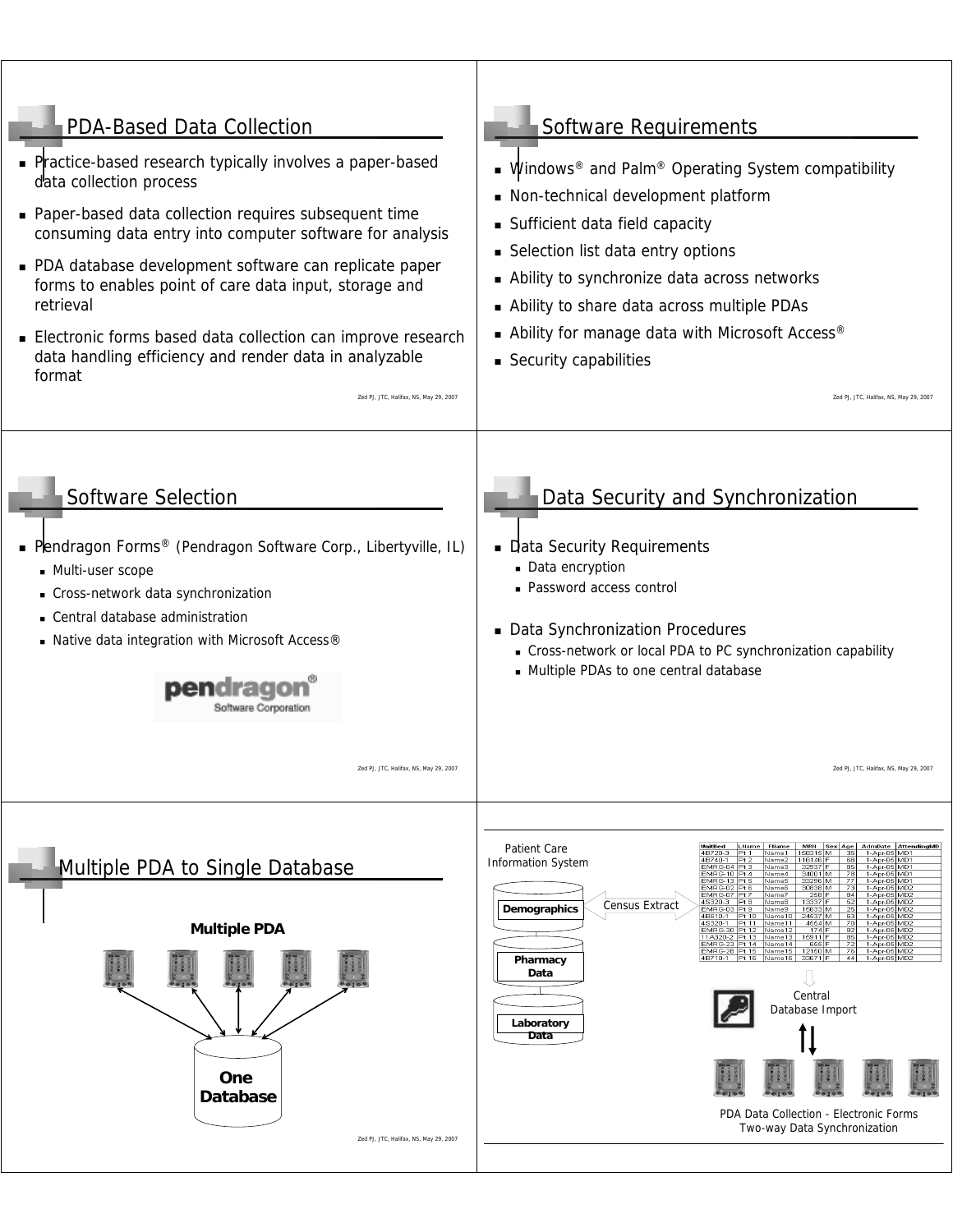## PDA-Based Data Collection

- Practice-based research typically involves a paper-based data collection process
- Paper-based data collection requires subsequent time consuming data entry into computer software for analysis
- PDA database development software can replicate paper forms to enables point of care data input, storage and retrieval
- Electronic forms based data collection can improve research data handling efficiency and render data in analyzable format

## Software Requirements

- Windows® and Palm® Operating System compatibility
- Non-technical development platform
- Sufficient data field capacity
- Selection list data entry options
- Ability to synchronize data across networks
- Ability to share data across multiple PDAs
- Ability for manage data with Microsoft Access®
- Security capabilities

## Software Selection

- Pendragon Forms® (Pendragon Software Corp., Libertyville, IL)
  - Multi-user scope
  - Cross-network data synchronization
  - Central database administration
  - Native data integration with Microsoft Access®

pendragon® Software Corporation

## Data Security and Synchronization

- Data Security Requirements
  - Data encryption
  - Password access control
- Data Synchronization Procedures
  - Cross-network or local PDA to PC synchronization capability
  - Multiple PDAs to one central database

## Multiple PDA to Single Database

**Multiple PDA**

**One Database**

Patient Care Information System

**Demographics** — Census Extract

**Pharmacy Data**

**Laboratory Data**

| UnitBed | LName | FName | MRN | Sex | Age | AdmDate | AttendingMD |
|---|---|---|---|---|---|---|---|
| 4B720-3 | Pt 1 | Name1 | 156315 | M | 35 | 1-Apr-05 | MD1 |
| 4B740-1 | Pt 2 | Name2 | 116146 | F | 68 | 1-Apr-05 | MD1 |
| EMRG-04 | Pt 3 | Name3 | 32937 | F | 85 | 1-Apr-05 | MD1 |
| EMRG-10 | Pt 4 | Name4 | 34001 | M | 78 | 1-Apr-05 | MD1 |
| EMRG-13 | Pt 5 | Name5 | 33296 | M | 77 | 1-Apr-05 | MD1 |
| EMRG-02 | Pt 6 | Name6 | 30836 | M | 73 | 1-Apr-05 | MD2 |
| EMRG-07 | Pt 7 | Name7 | 258 | F | 84 | 1-Apr-05 | MD2 |
| 4S320-3 | Pt 8 | Name8 | 13337 | F | 52 | 1-Apr-05 | MD2 |
| EMRG-03 | Pt 9 | Name9 | 15633 | M | 25 | 1-Apr-05 | MD2 |
| 4B610-1 | Pt 10 | Name10 | 24637 | M | 53 | 1-Apr-05 | MD2 |
| 4S320-1 | Pt 11 | Name11 | 4664 | M | 70 | 1-Apr-05 | MD2 |
| EMRG-30 | Pt 12 | Name12 | 174 | F | 82 | 1-Apr-05 | MD2 |
| 11A320-2 | Pt 13 | Name13 | 15911 | F | 86 | 1-Apr-05 | MD2 |
| EMRG-23 | Pt 14 | Name14 | 655 | F | 72 | 1-Apr-05 | MD2 |
| EMRG-26 | Pt 15 | Name15 | 12160 | M | 76 | 1-Apr-05 | MD2 |
| 4B710-1 | Pt 16 | Name16 | 33671 | F | 44 | 1-Apr-05 | MD2 |

Central Database Import

PDA Data Collection - Electronic Forms
Two-way Data Synchronization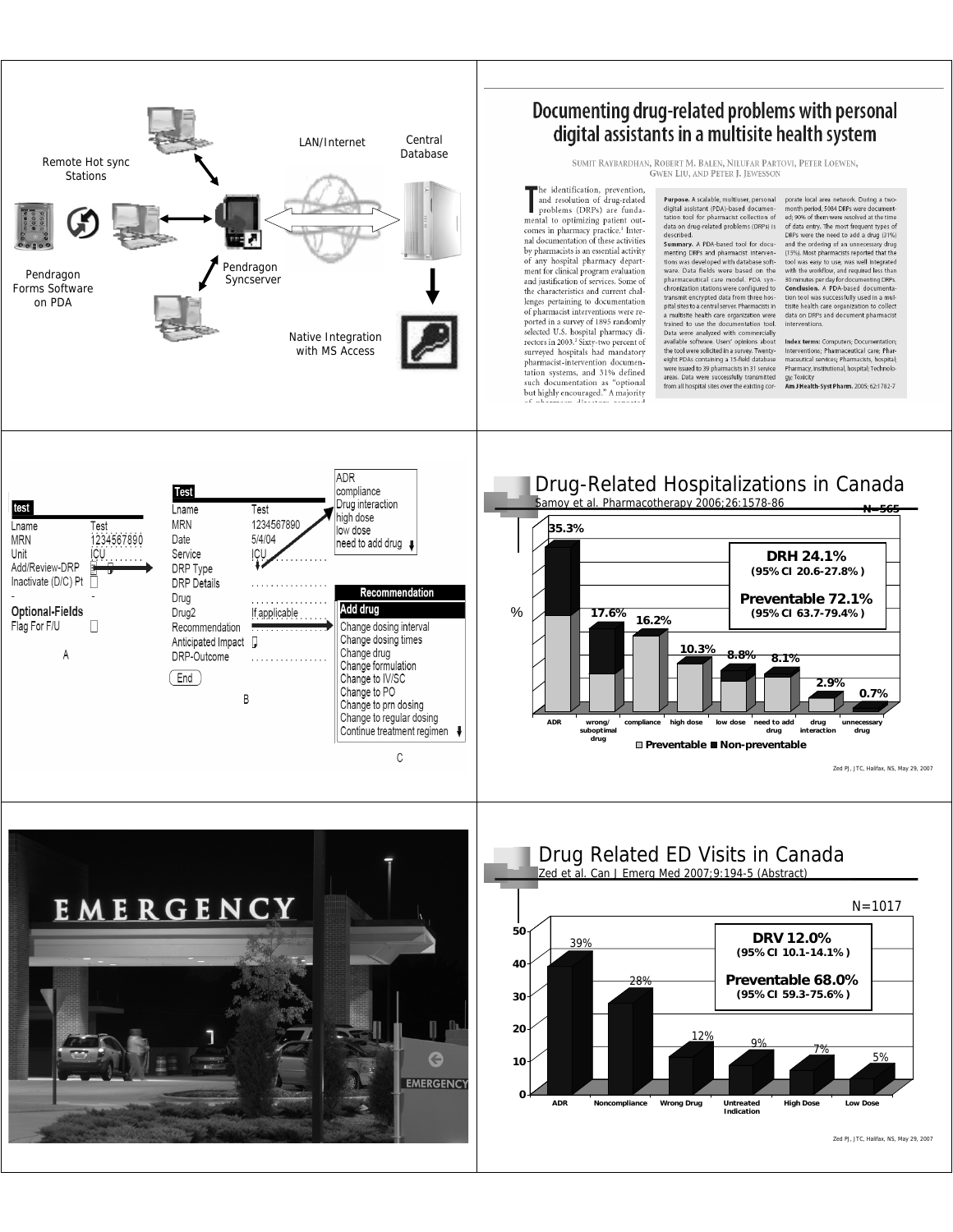Remote Hot sync Stations

LAN/Internet

Central Database

Pendragon Forms Software on PDA

Pendragon Syncserver

Native Integration with MS Access

# Documenting drug-related problems with personal digital assistants in a multisite health system

SUMIT RAYBARDHAN, ROBERT M. BALEN, NILUFAR PARTOVI, PETER LOEWEN, GWEN LIU, AND PETER J. JEWESSON

The identification, prevention, and resolution of drug-related problems (DRPs) are fundamental to optimizing patient outcomes in pharmacy practice.[1] Internal documentation of these activities by pharmacists is an essential activity of any hospital pharmacy department for clinical program evaluation and justification of services. Some of the characteristics and current challenges pertaining to documentation of pharmacist interventions were reported in a survey of 1895 randomly selected U.S. hospital pharmacy directors in 2003.[2] Sixty-two percent of surveyed hospitals had mandatory pharmacist-intervention documentation systems, and 31% defined such documentation as "optional but highly encouraged." A majority

**Purpose.** A scalable, multiuser, personal digital assistant (PDA)-based documentation tool for pharmacist collection of data on drug-related problems (DRPs) is described.

**Summary.** A PDA-based tool for documenting DRPs and pharmacist interventions was developed with database software. Data fields were based on the pharmaceutical care model. PDA synchronization stations were configured to transmit encrypted data from three hospital sites to a central server. Pharmacists in a multisite health care organization were trained to use the documentation tool. Data were analyzed with commercially available software. Users' opinions about the tool were solicited in a survey. Twenty-eight PDAs containing a 15-field database were issued to 39 pharmacists in 31 service areas. Data were successfully transmitted from all hospital sites over the existing corporate local area network. During a two-month period, 5084 DRPs were documented; 90% of them were resolved at the time of data entry. The most frequent types of DRPs were the need to add a drug (31%) and the ordering of an unnecessary drug (15%). Most pharmacists reported that the tool was easy to use, was well integrated with the workflow, and required less than 30 minutes per day for documenting DRPs.

**Conclusion.** A PDA-based documentation tool was successfully used in a multisite health care organization to collect data on DRPs and document pharmacist interventions.

**Index terms:** Computers; Documentation; Interventions; Pharmaceutical care; Pharmaceutical services; Pharmacists, hospital; Pharmacy, institutional, hospital; Technology; Toxicity

Am J Health-Syst Pharm. 2005; 62:1782-7

**A**

| test | |
|---|---|
| Lname | Test |
| MRN | 1234567890 |
| Unit | ICU |
| Add/Review-DRP | |
| Inactivate (D/C) Pt | |
| **Optional-Fields** | |
| Flag For F/U | |

**B**

| Test | |
|---|---|
| Lname | Test |
| MRN | 1234567890 |
| Date | 5/4/04 |
| Service | ICU |
| DRP Type | |
| DRP Details | |
| Drug | |
| Drug2 | If applicable |
| Recommendation | |
| Anticipated Impact | |
| DRP-Outcome | |
| End | |

**C**

ADR, compliance, Drug interaction, high dose, low dose, need to add drug

**Recommendation**: Add drug, Change dosing interval, Change dosing times, Change drug, Change formulation, Change to IV/SC, Change to PO, Change to prn dosing, Change to regular dosing, Continue treatment regimen

## Drug-Related Hospitalizations in Canada

Samoy et al. Pharmacotherapy 2006;26:1578-86

N=565

**DRH 24.1%** (95% CI 20.6-27.8%)

**Preventable 72.1%** (95% CI 63.7-79.4%)

| Category | % |
|---|---|
| ADR | 35.3% |
| wrong/suboptimal drug | 17.6% |
| compliance | 16.2% |
| high dose | 10.3% |
| low dose | 8.8% |
| need to add drug | 8.1% |
| drug interaction | 2.9% |
| unnecessary drug | 0.7% |

□ Preventable ■ Non-preventable

Zed PJ, JTC, Halifax, NS, May 29, 2007

## Drug Related ED Visits in Canada

Zed et al. Can J Emerg Med 2007;9:194-5 (Abstract)

N=1017

**DRV 12.0%** (95% CI 10.1-14.1%)

**Preventable 68.0%** (95% CI 59.3-75.6%)

| Category | % |
|---|---|
| ADR | 39% |
| Noncompliance | 28% |
| Wrong Drug | 12% |
| Untreated Indication | 9% |
| High Dose | 7% |
| Low Dose | 5% |

Zed PJ, JTC, Halifax, NS, May 29, 2007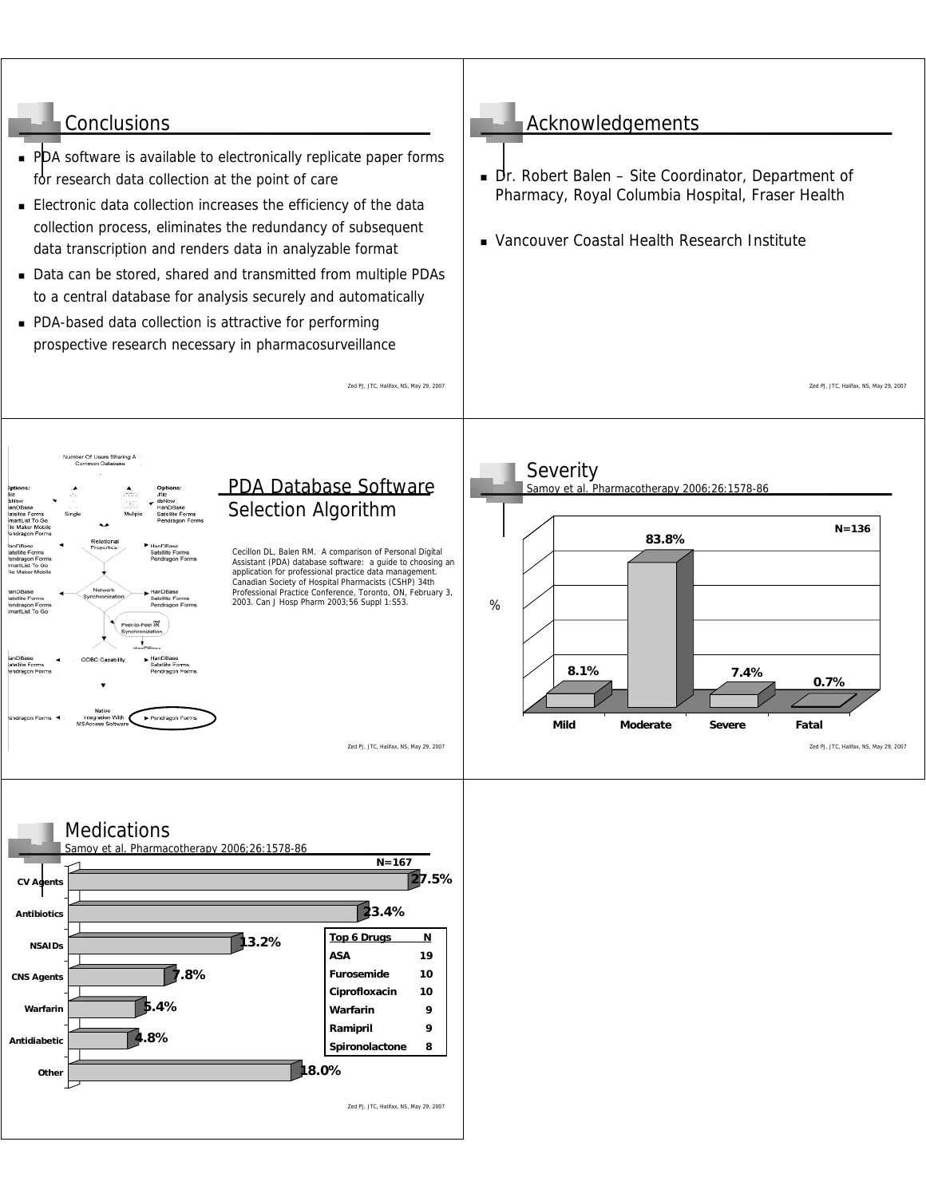## Conclusions

- PDA software is available to electronically replicate paper forms for research data collection at the point of care
- Electronic data collection increases the efficiency of the data collection process, eliminates the redundancy of subsequent data transcription and renders data in analyzable format
- Data can be stored, shared and transmitted from multiple PDAs to a central database for analysis securely and automatically
- PDA-based data collection is attractive for performing prospective research necessary in pharmacosurveillance

## Acknowledgements

- Dr. Robert Balen – Site Coordinator, Department of Pharmacy, Royal Columbia Hospital, Fraser Health
- Vancouver Coastal Health Research Institute

## PDA Database Software Selection Algorithm

Number Of Users Sharing A Common Database

Options: Jfile dbNow HanDBase Satellite Forms SmartList To Go File Maker Mobile Pendragon Forms

Single

Multiple

Options: Jfile dbNow HanDBase Satellite Forms Pendragon Forms

Relational Properties

HanDBase Satellite Forms Pendragon Forms SmartList To Go File Maker Mobile

HanDBase Satellite Forms Pendragon Forms

Network Synchronization

HanDBase Satellite Forms Pendragon Forms SmartList To Go

HanDBase Satellite Forms Pendragon Forms

Peer-to-Peer IR Synchronization

HanDBase

HanDBase Satellite Forms Pendragon Forms

ODBC Capability

HanDBase Satellite Forms Pendragon Forms

Pendragon Forms

Native Integration With MSAccess Software

Pendragon Forms

Cecillon DL, Balen RM. A comparison of Personal Digital Assistant (PDA) database software: a guide to choosing an application for professional practice data management. Canadian Society of Hospital Pharmacists (CSHP) 34th Professional Practice Conference, Toronto, ON, February 3, 2003. Can J Hosp Pharm 2003;56 Suppl 1:S53.

## Severity

Samoy et al. Pharmacotherapy 2006;26:1578-86

N=136

%

Mild 8.1%

Moderate 83.8%

Severe 7.4%

Fatal 0.7%

## Medications

Samoy et al. Pharmacotherapy 2006;26:1578-86

N=167

CV Agents 27.5%

Antibiotics 23.4%

NSAIDs 13.2%

CNS Agents 7.8%

Warfarin 5.4%

Antidiabetic 4.8%

Other 18.0%

| Top 6 Drugs | N |
|---|---|
| ASA | 19 |
| Furosemide | 10 |
| Ciprofloxacin | 10 |
| Warfarin | 9 |
| Ramipril | 9 |
| Spironolactone | 8 |